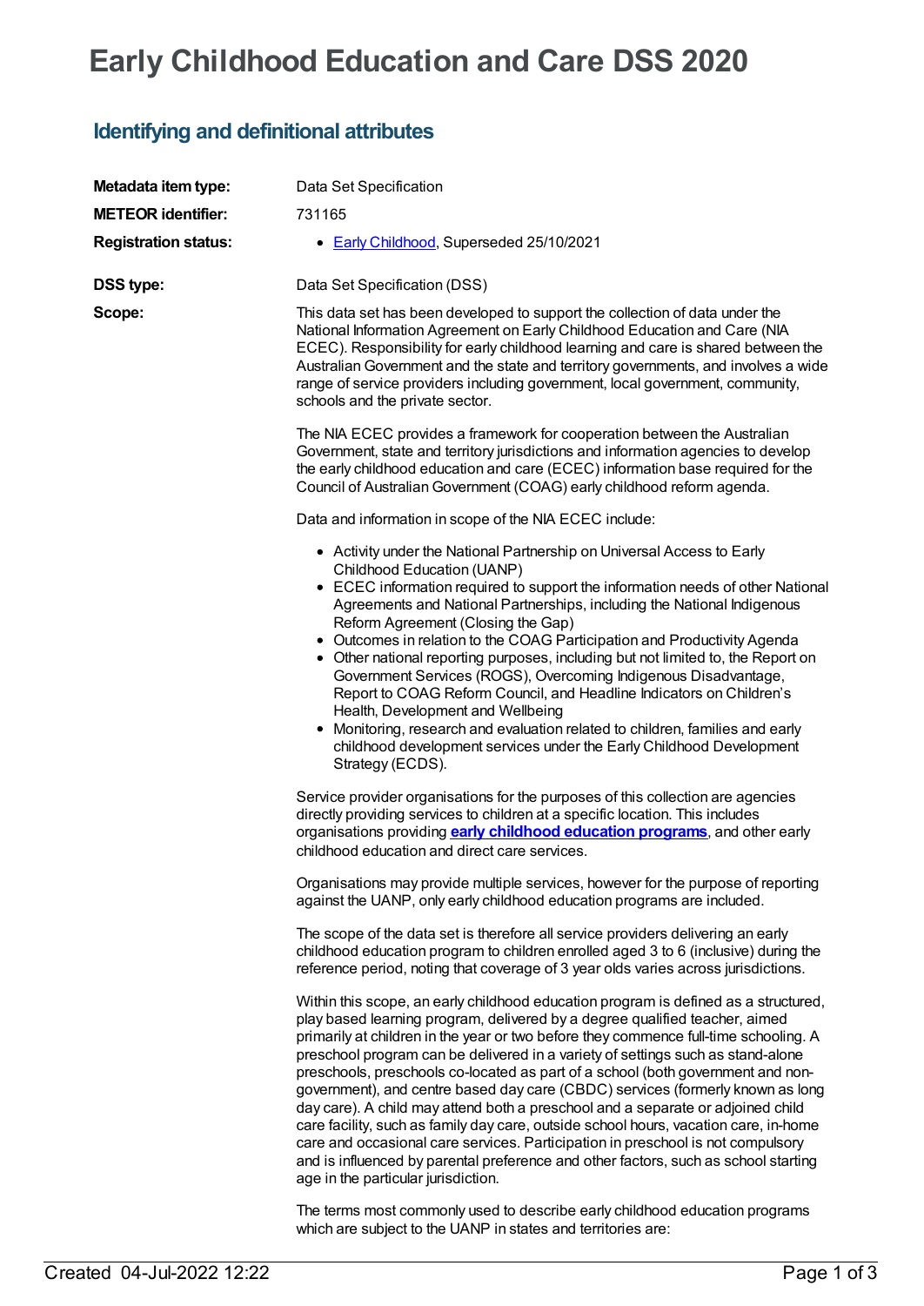# Early Childhood Education and Care DSS 2020

## Identifying and definitional attributes

**Metadata item type:** Data Set Specification

**METEOR identifier:** 731165

**Registration status:**

- Early Childhood, Superseded 25/10/2021

**DSS type:** Data Set Specification (DSS)

**Scope:**

This data set has been developed to support the collection of data under the National Information Agreement on Early Childhood Education and Care (NIA ECEC). Responsibility for early childhood learning and care is shared between the Australian Government and the state and territory governments, and involves a wide range of service providers including government, local government, community, schools and the private sector.

The NIA ECEC provides a framework for cooperation between the Australian Government, state and territory jurisdictions and information agencies to develop the early childhood education and care (ECEC) information base required for the Council of Australian Government (COAG) early childhood reform agenda.

Data and information in scope of the NIA ECEC include:

- Activity under the National Partnership on Universal Access to Early Childhood Education (UANP)
- ECEC information required to support the information needs of other National Agreements and National Partnerships, including the National Indigenous Reform Agreement (Closing the Gap)
- Outcomes in relation to the COAG Participation and Productivity Agenda
- Other national reporting purposes, including but not limited to, the Report on Government Services (ROGS), Overcoming Indigenous Disadvantage, Report to COAG Reform Council, and Headline Indicators on Children's Health, Development and Wellbeing
- Monitoring, research and evaluation related to children, families and early childhood development services under the Early Childhood Development Strategy (ECDS).

Service provider organisations for the purposes of this collection are agencies directly providing services to children at a specific location. This includes organisations providing **early childhood education programs**, and other early childhood education and direct care services.

Organisations may provide multiple services, however for the purpose of reporting against the UANP, only early childhood education programs are included.

The scope of the data set is therefore all service providers delivering an early childhood education program to children enrolled aged 3 to 6 (inclusive) during the reference period, noting that coverage of 3 year olds varies across jurisdictions.

Within this scope, an early childhood education program is defined as a structured, play based learning program, delivered by a degree qualified teacher, aimed primarily at children in the year or two before they commence full-time schooling. A preschool program can be delivered in a variety of settings such as stand-alone preschools, preschools co-located as part of a school (both government and non-government), and centre based day care (CBDC) services (formerly known as long day care). A child may attend both a preschool and a separate or adjoined child care facility, such as family day care, outside school hours, vacation care, in-home care and occasional care services. Participation in preschool is not compulsory and is influenced by parental preference and other factors, such as school starting age in the particular jurisdiction.

The terms most commonly used to describe early childhood education programs which are subject to the UANP in states and territories are: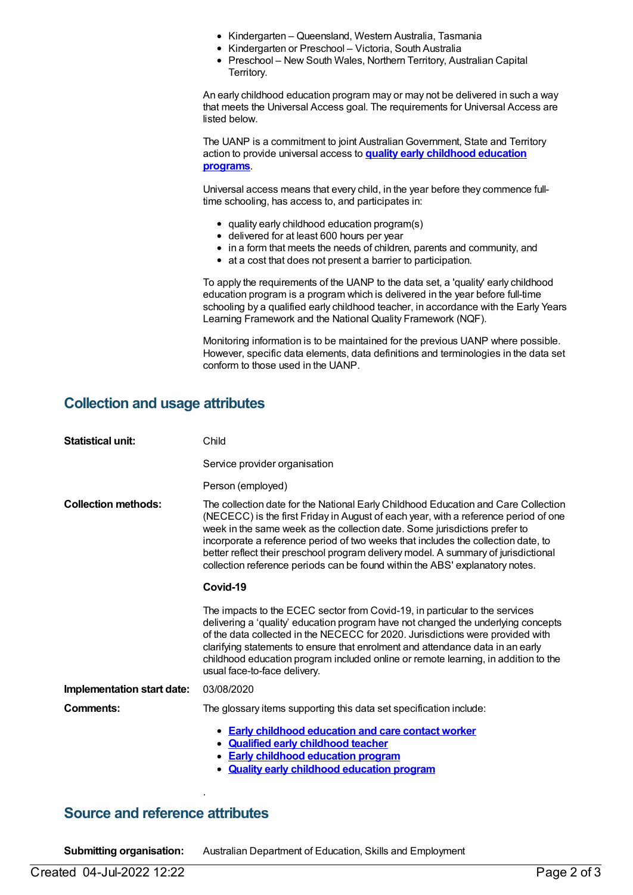- Kindergarten – Queensland, Western Australia, Tasmania
- Kindergarten or Preschool – Victoria, South Australia
- Preschool – New South Wales, Northern Territory, Australian Capital Territory.

An early childhood education program may or may not be delivered in such a way that meets the Universal Access goal. The requirements for Universal Access are listed below.

The UANP is a commitment to joint Australian Government, State and Territory action to provide universal access to **quality early childhood education programs**.

Universal access means that every child, in the year before they commence full-time schooling, has access to, and participates in:

- quality early childhood education program(s)
- delivered for at least 600 hours per year
- in a form that meets the needs of children, parents and community, and
- at a cost that does not present a barrier to participation.

To apply the requirements of the UANP to the data set, a 'quality' early childhood education program is a program which is delivered in the year before full-time schooling by a qualified early childhood teacher, in accordance with the Early Years Learning Framework and the National Quality Framework (NQF).

Monitoring information is to be maintained for the previous UANP where possible. However, specific data elements, data definitions and terminologies in the data set conform to those used in the UANP.

## Collection and usage attributes

**Statistical unit:** Child

Service provider organisation

Person (employed)

**Collection methods:** The collection date for the National Early Childhood Education and Care Collection (NECECC) is the first Friday in August of each year, with a reference period of one week in the same week as the collection date. Some jurisdictions prefer to incorporate a reference period of two weeks that includes the collection date, to better reflect their preschool program delivery model. A summary of jurisdictional collection reference periods can be found within the ABS' explanatory notes.

**Covid-19**

The impacts to the ECEC sector from Covid-19, in particular to the services delivering a 'quality' education program have not changed the underlying concepts of the data collected in the NECECC for 2020. Jurisdictions were provided with clarifying statements to ensure that enrolment and attendance data in an early childhood education program included online or remote learning, in addition to the usual face-to-face delivery.

**Implementation start date:** 03/08/2020

**Comments:** The glossary items supporting this data set specification include:

- **Early childhood education and care contact worker**
- **Qualified early childhood teacher**
- **Early childhood education program**
- **Quality early childhood education program**

.

## Source and reference attributes

**Submitting organisation:** Australian Department of Education, Skills and Employment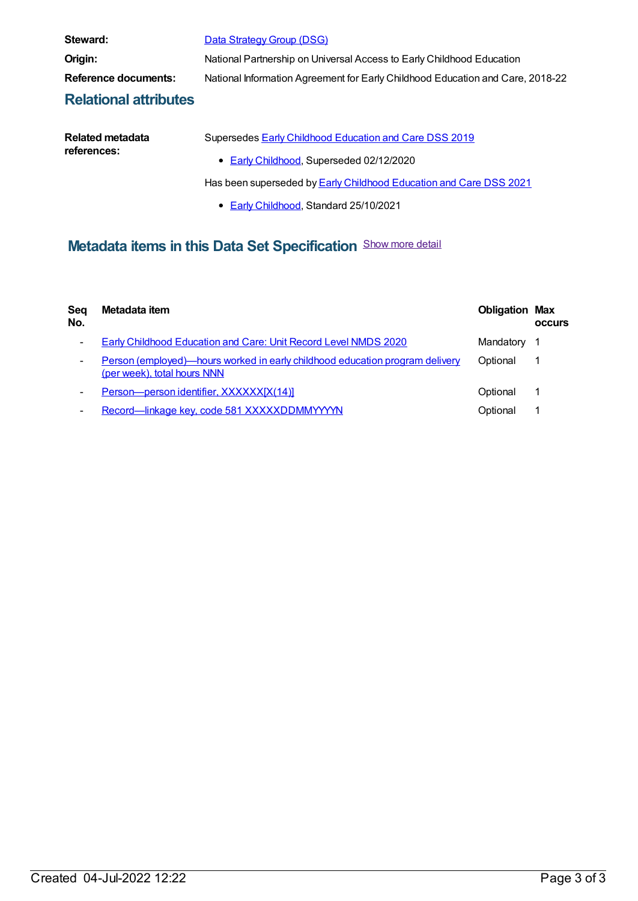**Steward:** Data Strategy Group (DSG)

**Origin:** National Partnership on Universal Access to Early Childhood Education

**Reference documents:** National Information Agreement for Early Childhood Education and Care, 2018-22

## Relational attributes

**Related metadata references:**

Supersedes Early Childhood Education and Care DSS 2019

- Early Childhood, Superseded 02/12/2020

Has been superseded by Early Childhood Education and Care DSS 2021

- Early Childhood, Standard 25/10/2021

## Metadata items in this Data Set Specification

Show more detail

| Seq No. | Metadata item | Obligation | Max occurs |
|---|---|---|---|
| - | Early Childhood Education and Care: Unit Record Level NMDS 2020 | Mandatory | 1 |
| - | Person (employed)—hours worked in early childhood education program delivery (per week), total hours NNN | Optional | 1 |
| - | Person—person identifier, XXXXXX[X(14)] | Optional | 1 |
| - | Record—linkage key, code 581 XXXXXDDMMYYYYN | Optional | 1 |